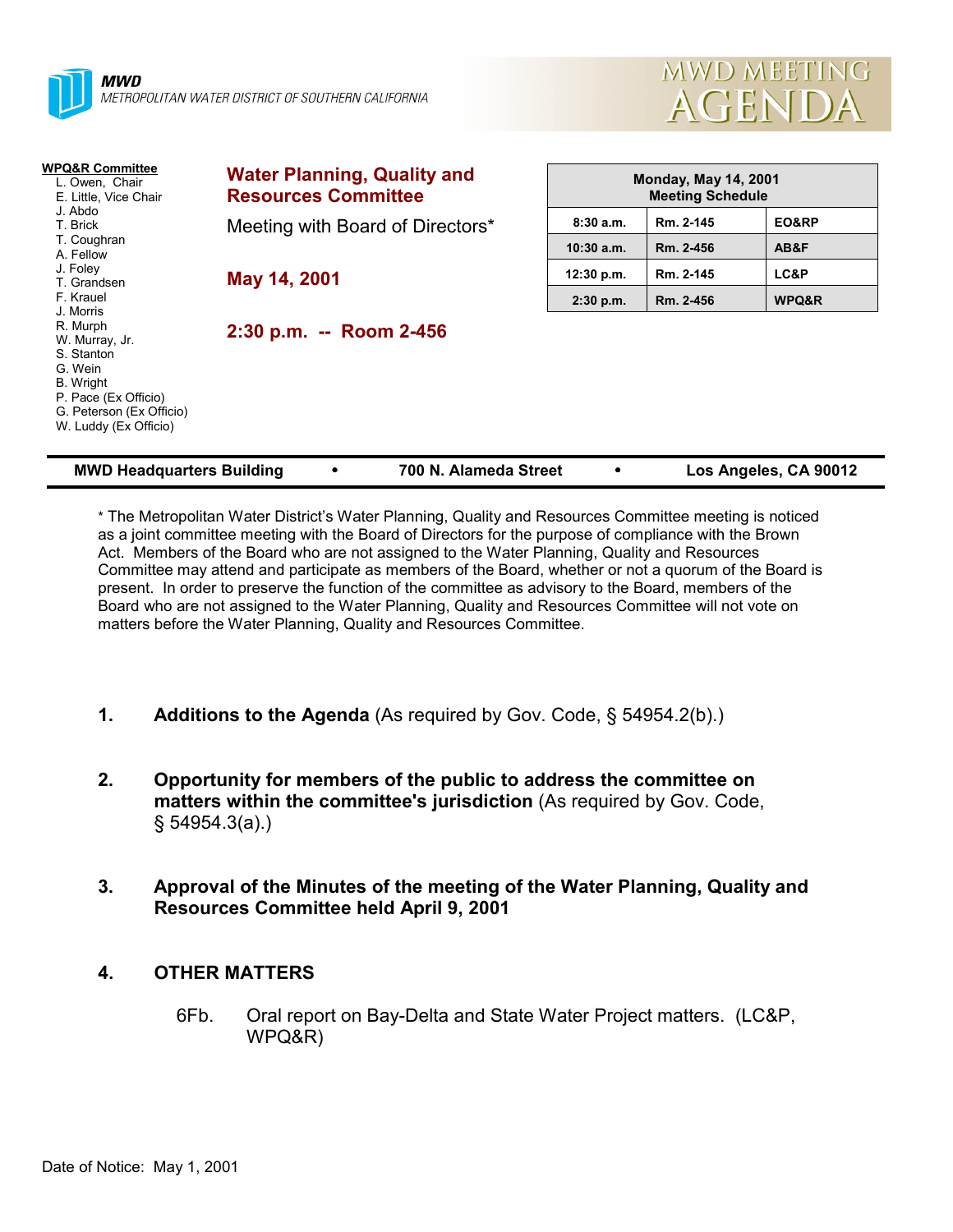**MWD**
*METROPOLITAN WATER DISTRICT OF SOUTHERN CALIFORNIA*

# MWD MEETING AGENDA

**WPQ&R Committee**
- L. Owen, Chair
- E. Little, Vice Chair
- J. Abdo
- T. Brick
- T. Coughran
- A. Fellow
- J. Foley
- T. Grandsen
- F. Krauel
- J. Morris
- R. Murph
- W. Murray, Jr.
- S. Stanton
- G. Wein
- B. Wright
- P. Pace (Ex Officio)
- G. Peterson (Ex Officio)
- W. Luddy (Ex Officio)

## Water Planning, Quality and Resources Committee

Meeting with Board of Directors*

**May 14, 2001**

**2:30 p.m. -- Room 2-456**

| Monday, May 14, 2001 Meeting Schedule | | |
|---|---|---|
| 8:30 a.m. | Rm. 2-145 | EO&RP |
| 10:30 a.m. | Rm. 2-456 | AB&F |
| 12:30 p.m. | Rm. 2-145 | LC&P |
| 2:30 p.m. | Rm. 2-456 | WPQ&R |

**MWD Headquarters Building • 700 N. Alameda Street • Los Angeles, CA 90012**

\* The Metropolitan Water District's Water Planning, Quality and Resources Committee meeting is noticed as a joint committee meeting with the Board of Directors for the purpose of compliance with the Brown Act. Members of the Board who are not assigned to the Water Planning, Quality and Resources Committee may attend and participate as members of the Board, whether or not a quorum of the Board is present. In order to preserve the function of the committee as advisory to the Board, members of the Board who are not assigned to the Water Planning, Quality and Resources Committee will not vote on matters before the Water Planning, Quality and Resources Committee.

1. **Additions to the Agenda** (As required by Gov. Code, § 54954.2(b).)

2. **Opportunity for members of the public to address the committee on matters within the committee's jurisdiction** (As required by Gov. Code, § 54954.3(a).)

3. **Approval of the Minutes of the meeting of the Water Planning, Quality and Resources Committee held April 9, 2001**

4. **OTHER MATTERS**

   6Fb. Oral report on Bay-Delta and State Water Project matters. (LC&P, WPQ&R)

Date of Notice: May 1, 2001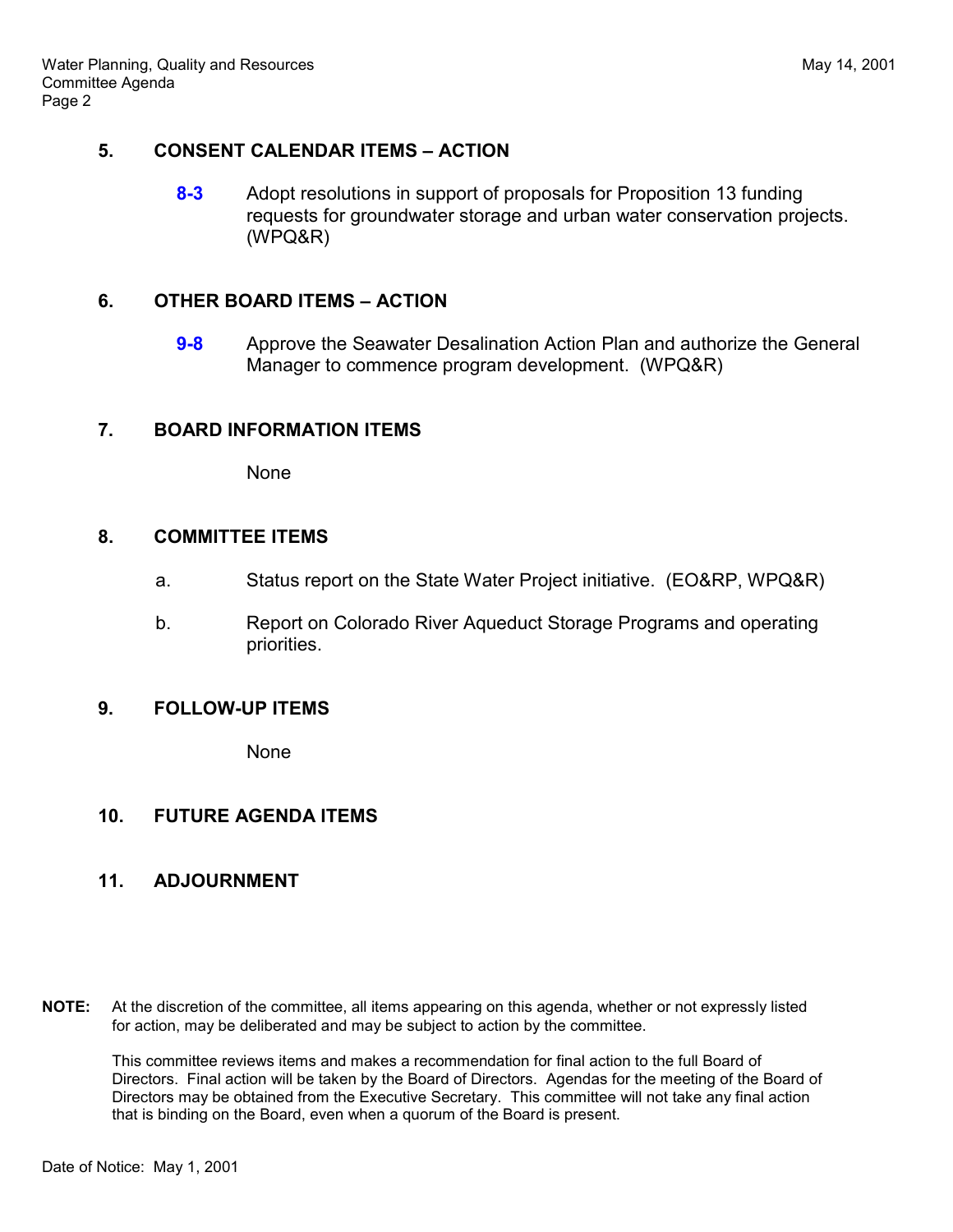**5. CONSENT CALENDAR ITEMS – ACTION**

**8-3** Adopt resolutions in support of proposals for Proposition 13 funding requests for groundwater storage and urban water conservation projects. (WPQ&R)

**6. OTHER BOARD ITEMS – ACTION**

**9-8** Approve the Seawater Desalination Action Plan and authorize the General Manager to commence program development. (WPQ&R)

**7. BOARD INFORMATION ITEMS**

None

**8. COMMITTEE ITEMS**

a. Status report on the State Water Project initiative. (EO&RP, WPQ&R)

b. Report on Colorado River Aqueduct Storage Programs and operating priorities.

**9. FOLLOW-UP ITEMS**

None

**10. FUTURE AGENDA ITEMS**

**11. ADJOURNMENT**

**NOTE:** At the discretion of the committee, all items appearing on this agenda, whether or not expressly listed for action, may be deliberated and may be subject to action by the committee.

This committee reviews items and makes a recommendation for final action to the full Board of Directors. Final action will be taken by the Board of Directors. Agendas for the meeting of the Board of Directors may be obtained from the Executive Secretary. This committee will not take any final action that is binding on the Board, even when a quorum of the Board is present.

Date of Notice: May 1, 2001